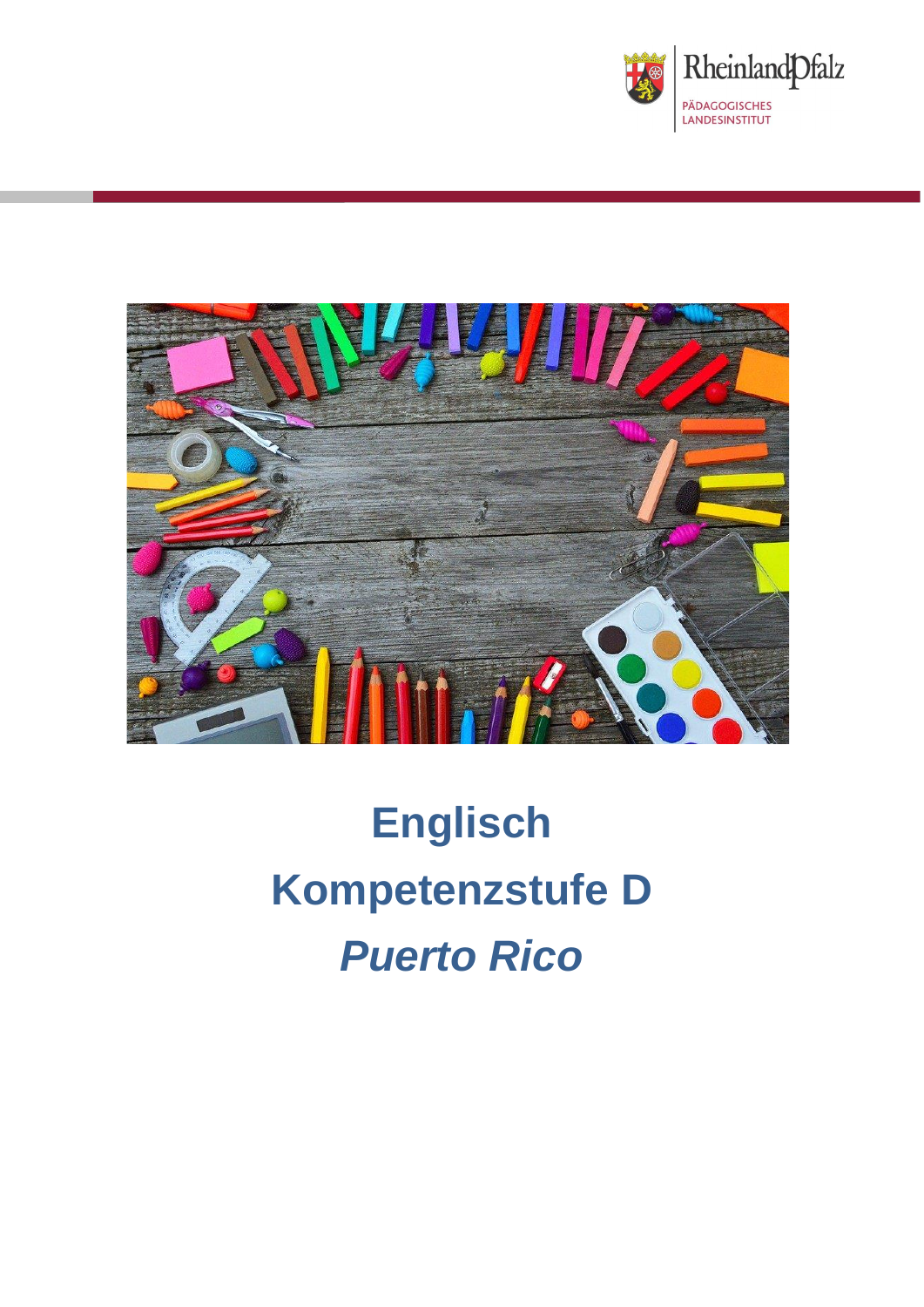RheinlandPfalz
PÄDAGOGISCHES LANDESINSTITUT

# Englisch

# Kompetenzstufe D

# *Puerto Rico*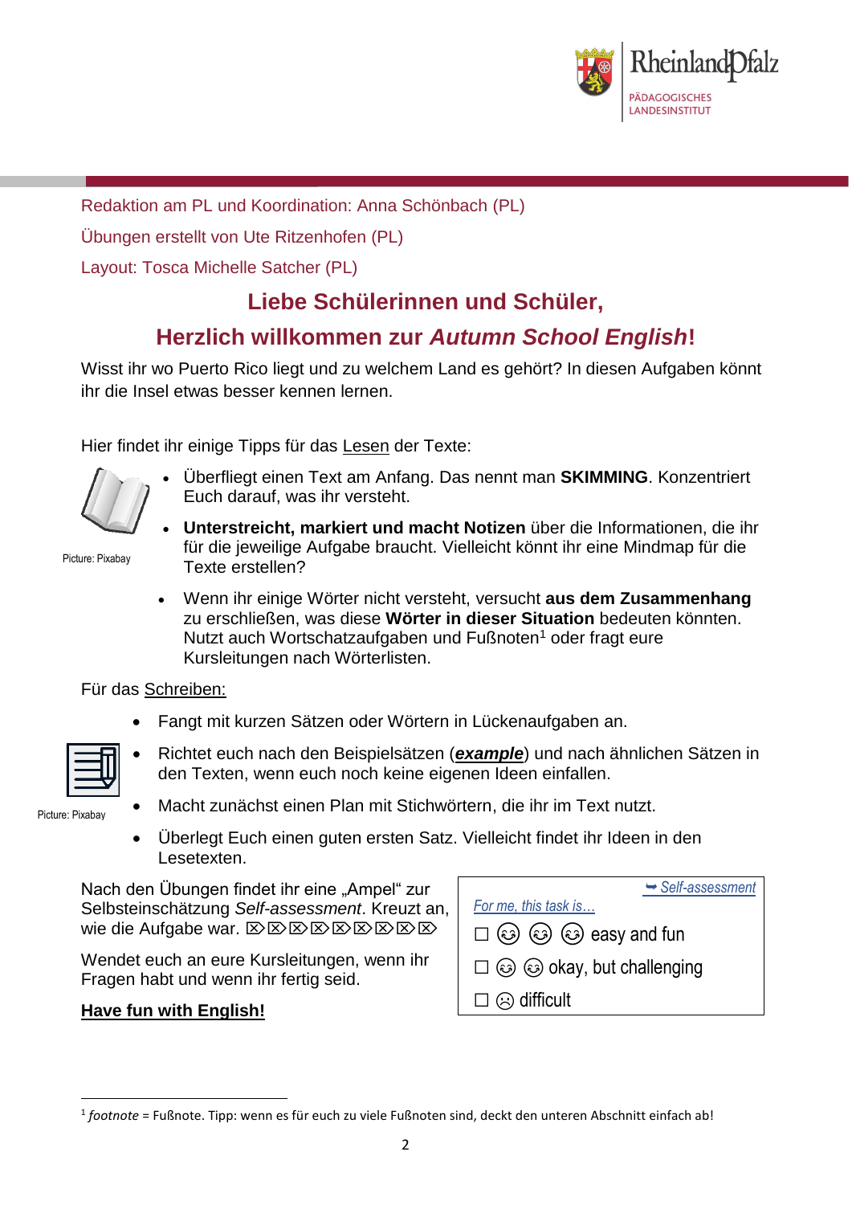Redaktion am PL und Koordination: Anna Schönbach (PL)

Übungen erstellt von Ute Ritzenhofen (PL)

Layout: Tosca Michelle Satcher (PL)

## Liebe Schülerinnen und Schüler,

## Herzlich willkommen zur *Autumn School English*!

Wisst ihr wo Puerto Rico liegt und zu welchem Land es gehört? In diesen Aufgaben könnt ihr die Insel etwas besser kennen lernen.

Hier findet ihr einige Tipps für das Lesen der Texte:

Picture: Pixabay

- Überfliegt einen Text am Anfang. Das nennt man **SKIMMING**. Konzentriert Euch darauf, was ihr versteht.
- **Unterstreicht, markiert und macht Notizen** über die Informationen, die ihr für die jeweilige Aufgabe braucht. Vielleicht könnt ihr eine Mindmap für die Texte erstellen?
- Wenn ihr einige Wörter nicht versteht, versucht **aus dem Zusammenhang** zu erschließen, was diese **Wörter in dieser Situation** bedeuten könnten. Nutzt auch Wortschatzaufgaben und Fußnoten[1] oder fragt eure Kursleitungen nach Wörterlisten.

Für das Schreiben:

Picture: Pixabay

- Fangt mit kurzen Sätzen oder Wörtern in Lückenaufgaben an.
- Richtet euch nach den Beispielsätzen (***example***) und nach ähnlichen Sätzen in den Texten, wenn euch noch keine eigenen Ideen einfallen.
- Macht zunächst einen Plan mit Stichwörtern, die ihr im Text nutzt.
- Überlegt Euch einen guten ersten Satz. Vielleicht findet ihr Ideen in den Lesetexten.

Nach den Übungen findet ihr eine „Ampel“ zur Selbsteinschätzung *Self-assessment*. Kreuzt an, wie die Aufgabe war. ⌧⌧⌧⌧⌧⌧⌧⌧⌧

Wendet euch an eure Kursleitungen, wenn ihr Fragen habt und wenn ihr fertig seid.

**Have fun with English!**

➥ *Self-assessment*

*For me, this task is…*

☐ ☺ ☺ ☺ easy and fun

☐ ☺ ☺ okay, but challenging

☐ ☹ difficult

---

[1] *footnote* = Fußnote. Tipp: wenn es für euch zu viele Fußnoten sind, deckt den unteren Abschnitt einfach ab!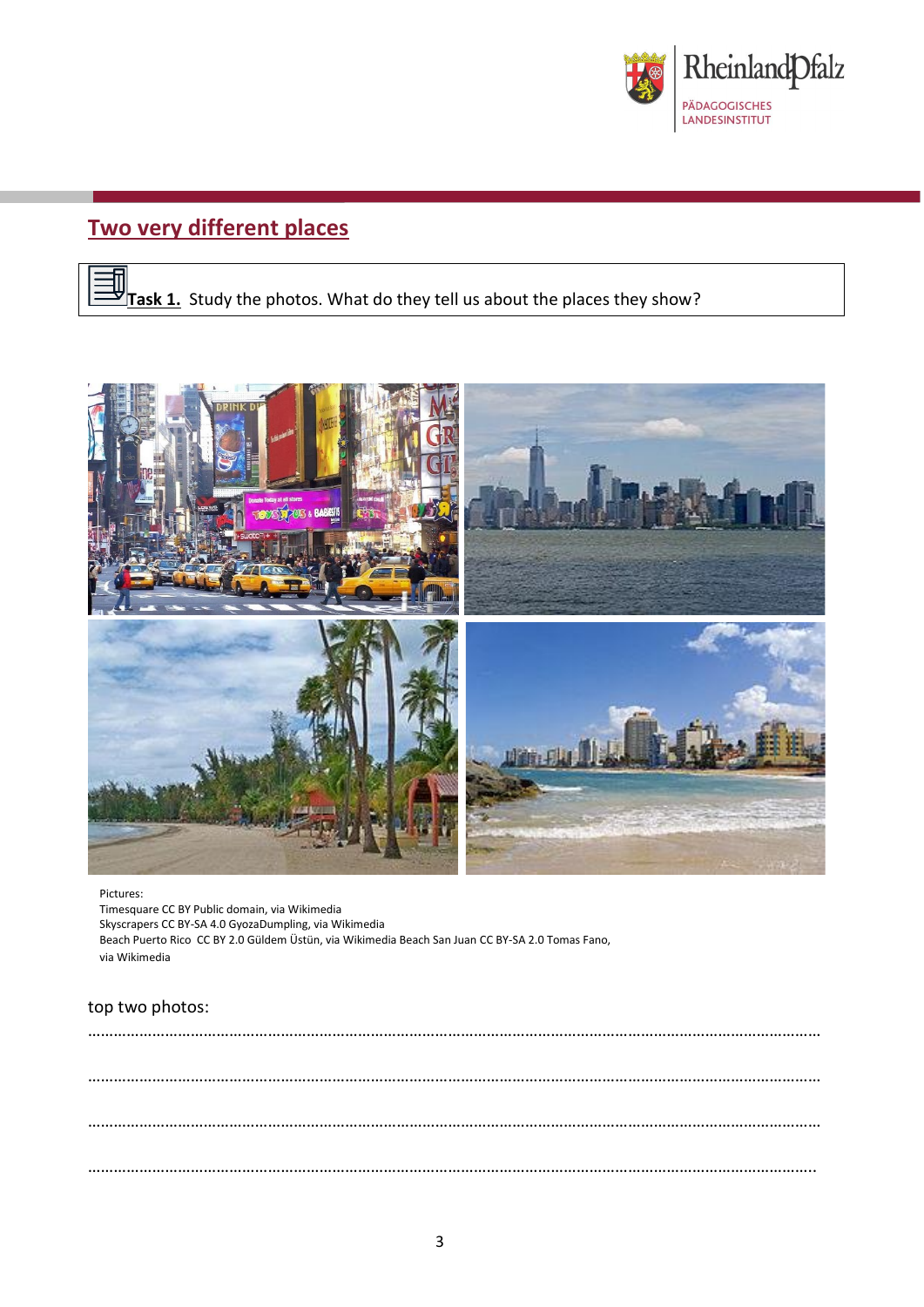## Two very different places

**Task 1.** Study the photos. What do they tell us about the places they show?

Pictures:
Timesquare CC BY Public domain, via Wikimedia
Skyscrapers CC BY-SA 4.0 GyozaDumpling, via Wikimedia
Beach Puerto Rico CC BY 2.0 Güldem Üstün, via Wikimedia Beach San Juan CC BY-SA 2.0 Tomas Fano, via Wikimedia

top two photos:

……………………………………………………………………………………………………………………………………………

……………………………………………………………………………………………………………………………………………

……………………………………………………………………………………………………………………………………………

……………………………………………………………………………………………………………………………………………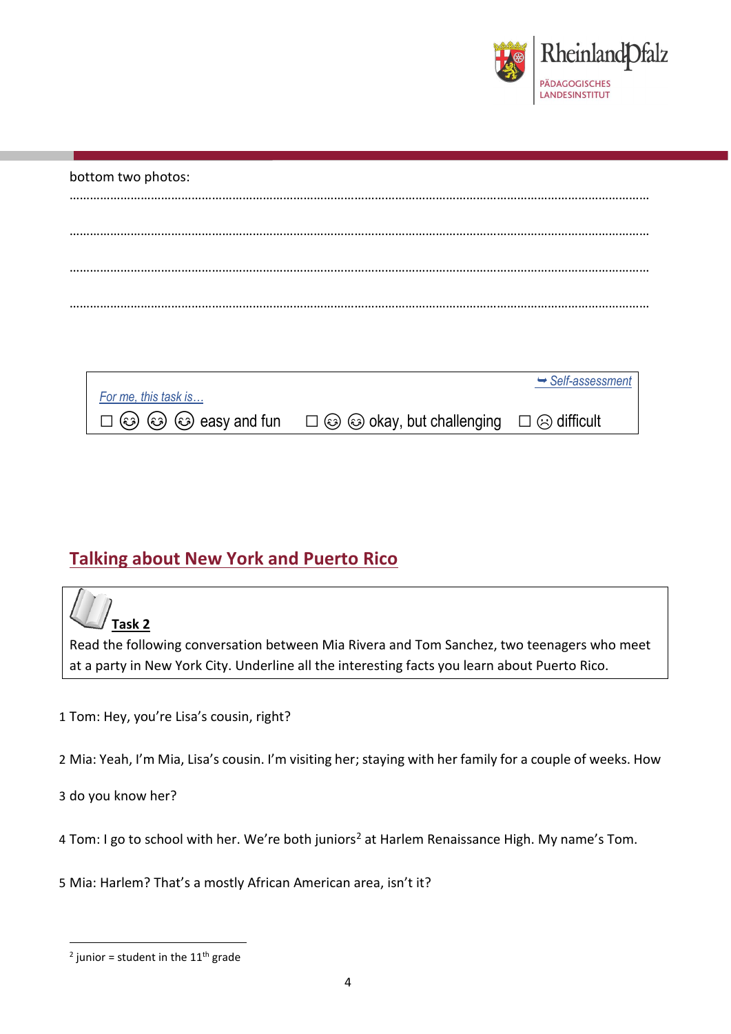bottom two photos:

…………………………………………………………………………………………………………………………………………………

…………………………………………………………………………………………………………………………………………………

…………………………………………………………………………………………………………………………………………………

…………………………………………………………………………………………………………………………………………………

*For me, this task is…* ➥ *Self-assessment*

☐ 😊 😊 😊 easy and fun ☐ 😊 😊 okay, but challenging ☐ ☹ difficult

## Talking about New York and Puerto Rico

**Task 2**

Read the following conversation between Mia Rivera and Tom Sanchez, two teenagers who meet at a party in New York City. Underline all the interesting facts you learn about Puerto Rico.

1 Tom: Hey, you're Lisa's cousin, right?

2 Mia: Yeah, I'm Mia, Lisa's cousin. I'm visiting her; staying with her family for a couple of weeks. How

3 do you know her?

4 Tom: I go to school with her. We're both juniors[2] at Harlem Renaissance High. My name's Tom.

5 Mia: Harlem? That's a mostly African American area, isn't it?

[2] junior = student in the 11th grade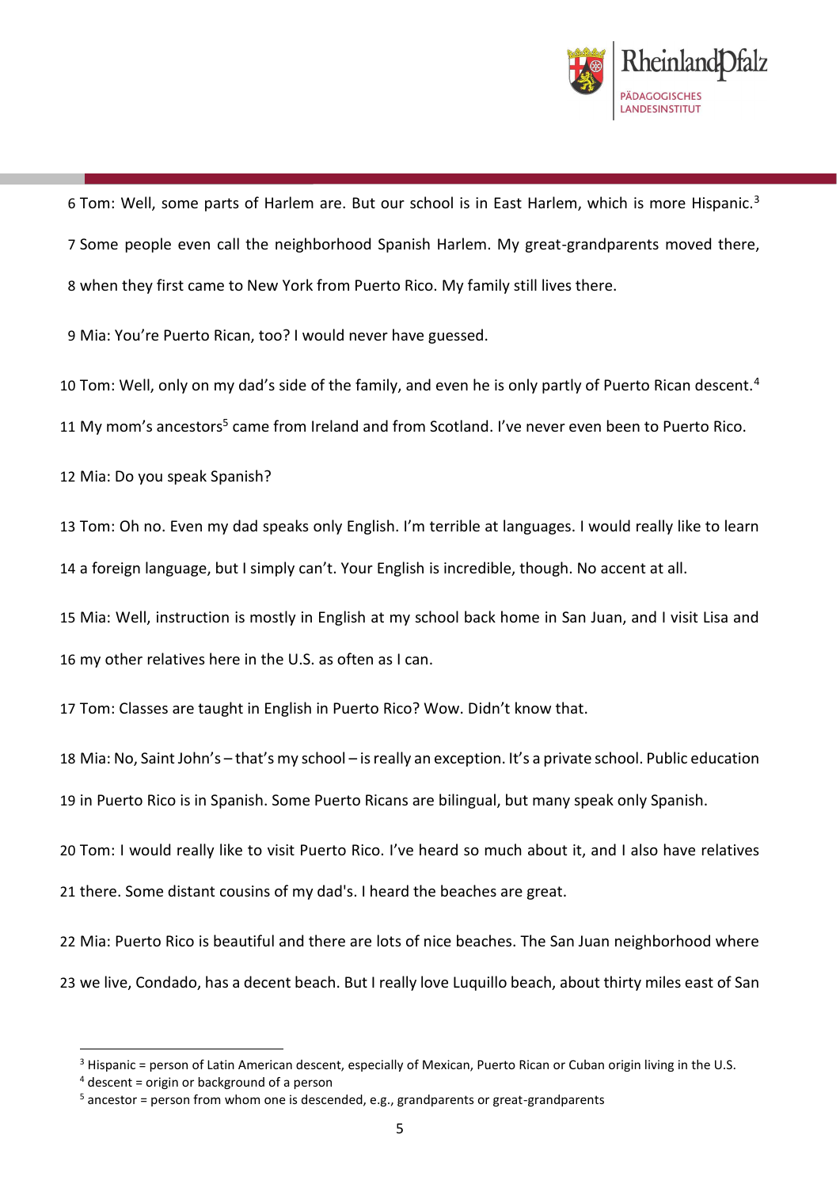6 Tom: Well, some parts of Harlem are. But our school is in East Harlem, which is more Hispanic.[3]

7 Some people even call the neighborhood Spanish Harlem. My great-grandparents moved there,

8 when they first came to New York from Puerto Rico. My family still lives there.

9 Mia: You're Puerto Rican, too? I would never have guessed.

10 Tom: Well, only on my dad's side of the family, and even he is only partly of Puerto Rican descent.[4]

11 My mom's ancestors[5] came from Ireland and from Scotland. I've never even been to Puerto Rico.

12 Mia: Do you speak Spanish?

13 Tom: Oh no. Even my dad speaks only English. I'm terrible at languages. I would really like to learn

14 a foreign language, but I simply can't. Your English is incredible, though. No accent at all.

15 Mia: Well, instruction is mostly in English at my school back home in San Juan, and I visit Lisa and

16 my other relatives here in the U.S. as often as I can.

17 Tom: Classes are taught in English in Puerto Rico? Wow. Didn't know that.

18 Mia: No, Saint John's – that's my school – is really an exception. It's a private school. Public education

19 in Puerto Rico is in Spanish. Some Puerto Ricans are bilingual, but many speak only Spanish.

20 Tom: I would really like to visit Puerto Rico. I've heard so much about it, and I also have relatives

21 there. Some distant cousins of my dad's. I heard the beaches are great.

22 Mia: Puerto Rico is beautiful and there are lots of nice beaches. The San Juan neighborhood where

23 we live, Condado, has a decent beach. But I really love Luquillo beach, about thirty miles east of San

---

[3] Hispanic = person of Latin American descent, especially of Mexican, Puerto Rican or Cuban origin living in the U.S.

[4] descent = origin or background of a person

[5] ancestor = person from whom one is descended, e.g., grandparents or great-grandparents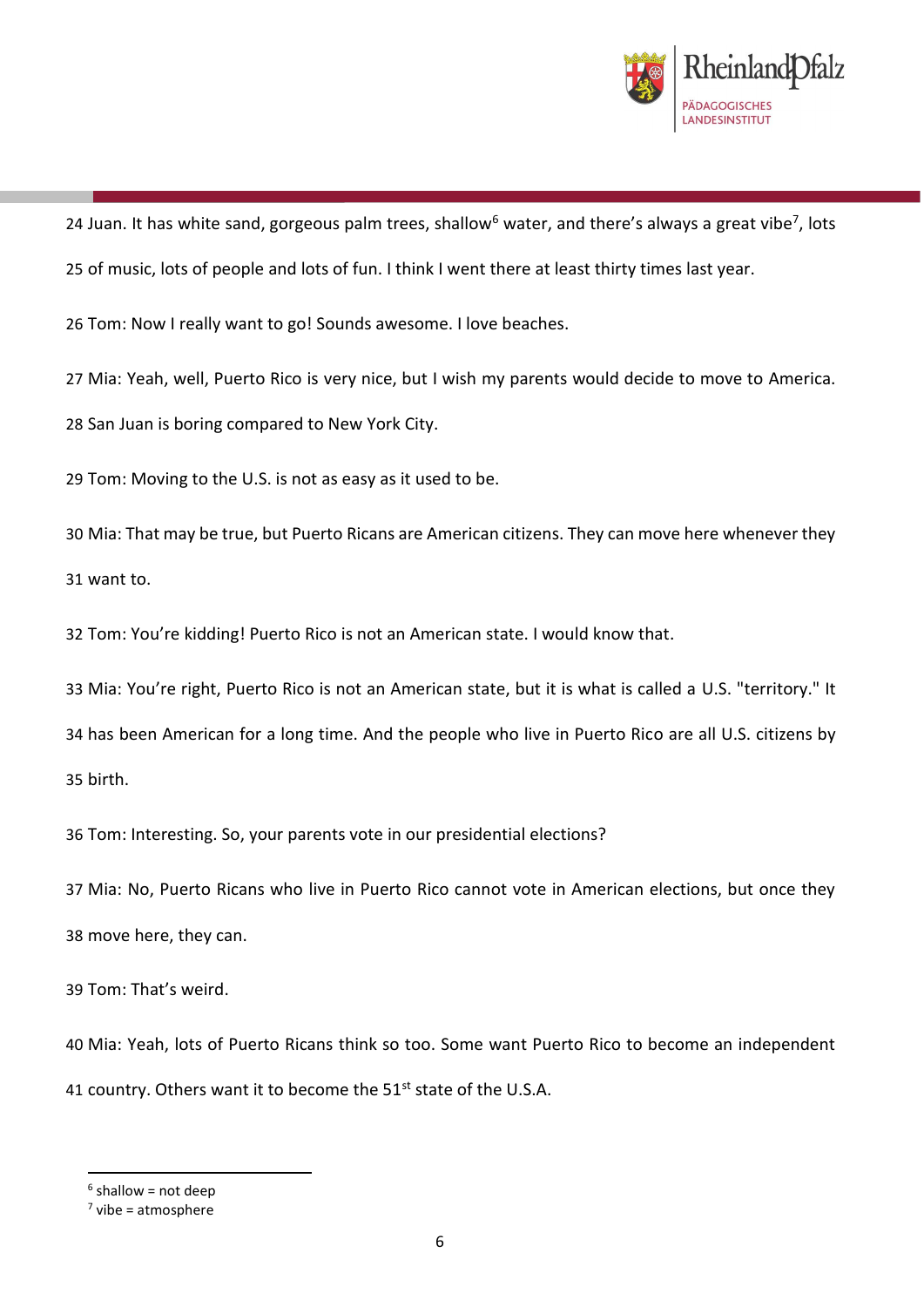24 Juan. It has white sand, gorgeous palm trees, shallow[6] water, and there's always a great vibe[7], lots

25 of music, lots of people and lots of fun. I think I went there at least thirty times last year.

26 Tom: Now I really want to go! Sounds awesome. I love beaches.

27 Mia: Yeah, well, Puerto Rico is very nice, but I wish my parents would decide to move to America.

28 San Juan is boring compared to New York City.

29 Tom: Moving to the U.S. is not as easy as it used to be.

30 Mia: That may be true, but Puerto Ricans are American citizens. They can move here whenever they

31 want to.

32 Tom: You're kidding! Puerto Rico is not an American state. I would know that.

33 Mia: You're right, Puerto Rico is not an American state, but it is what is called a U.S. "territory." It

34 has been American for a long time. And the people who live in Puerto Rico are all U.S. citizens by

35 birth.

36 Tom: Interesting. So, your parents vote in our presidential elections?

37 Mia: No, Puerto Ricans who live in Puerto Rico cannot vote in American elections, but once they

38 move here, they can.

39 Tom: That's weird.

40 Mia: Yeah, lots of Puerto Ricans think so too. Some want Puerto Rico to become an independent

41 country. Others want it to become the 51st state of the U.S.A.

---

[6] shallow = not deep

[7] vibe = atmosphere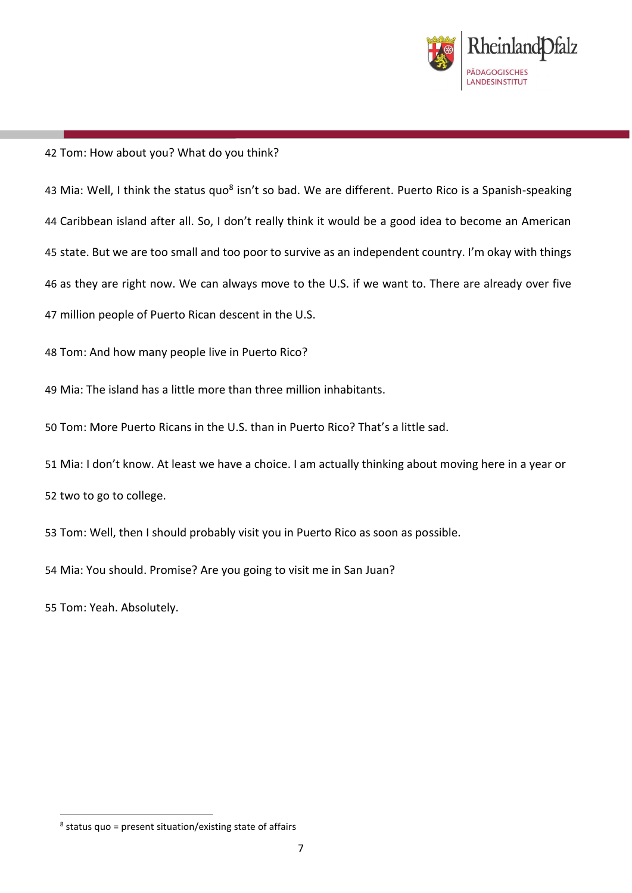42 Tom: How about you? What do you think?

43 Mia: Well, I think the status quo[8] isn't so bad. We are different. Puerto Rico is a Spanish-speaking
44 Caribbean island after all. So, I don't really think it would be a good idea to become an American
45 state. But we are too small and too poor to survive as an independent country. I'm okay with things
46 as they are right now. We can always move to the U.S. if we want to. There are already over five
47 million people of Puerto Rican descent in the U.S.

48 Tom: And how many people live in Puerto Rico?

49 Mia: The island has a little more than three million inhabitants.

50 Tom: More Puerto Ricans in the U.S. than in Puerto Rico? That's a little sad.

51 Mia: I don't know. At least we have a choice. I am actually thinking about moving here in a year or
52 two to go to college.

53 Tom: Well, then I should probably visit you in Puerto Rico as soon as possible.

54 Mia: You should. Promise? Are you going to visit me in San Juan?

55 Tom: Yeah. Absolutely.

---

[8] status quo = present situation/existing state of affairs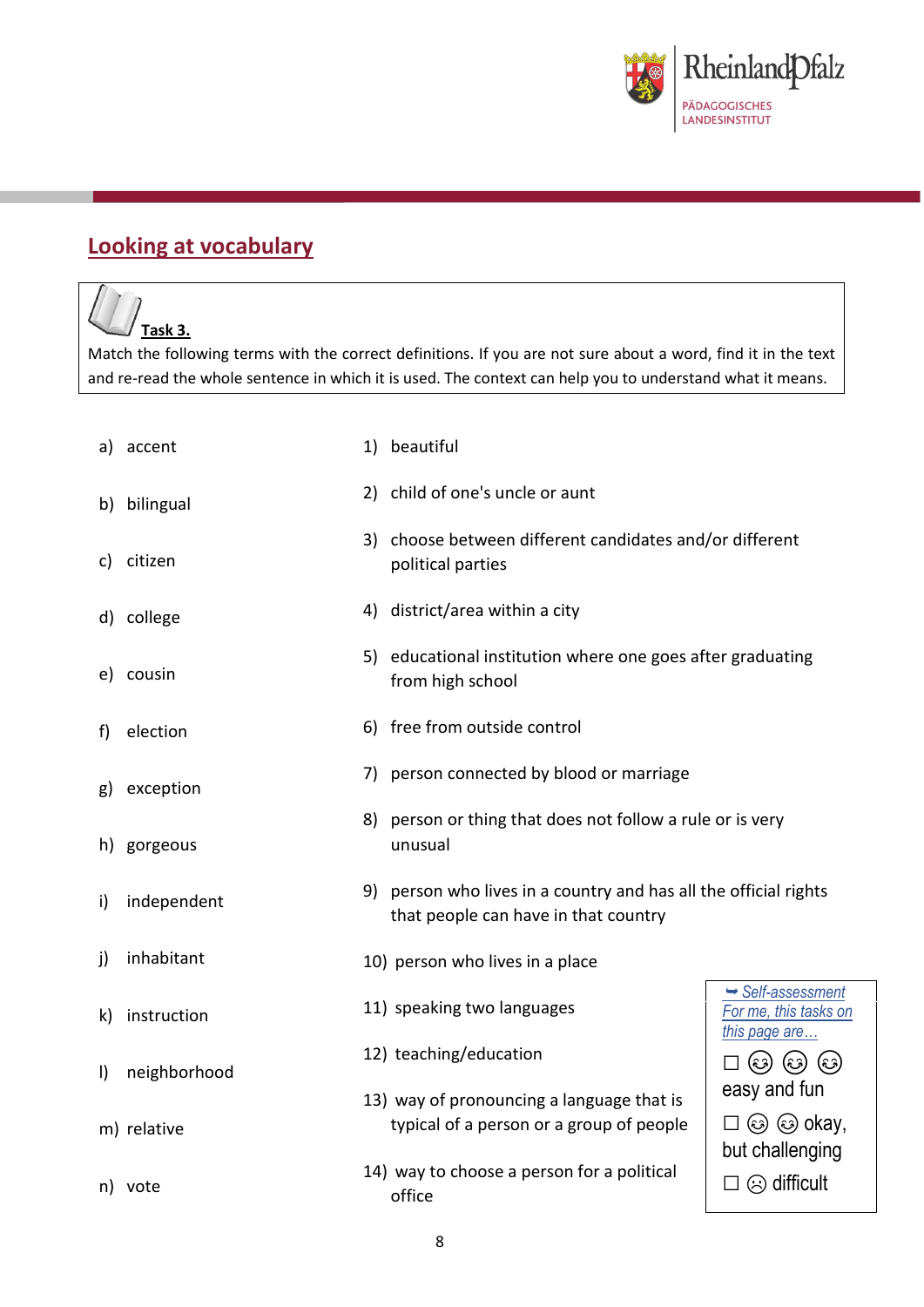## Looking at vocabulary

**Task 3.**

Match the following terms with the correct definitions. If you are not sure about a word, find it in the text and re-read the whole sentence in which it is used. The context can help you to understand what it means.

| | |
|---|---|
| a) accent | 1) beautiful |
| b) bilingual | 2) child of one's uncle or aunt |
| c) citizen | 3) choose between different candidates and/or different political parties |
| d) college | 4) district/area within a city |
| e) cousin | 5) educational institution where one goes after graduating from high school |
| f) election | 6) free from outside control |
| g) exception | 7) person connected by blood or marriage |
| h) gorgeous | 8) person or thing that does not follow a rule or is very unusual |
| i) independent | 9) person who lives in a country and has all the official rights that people can have in that country |
| j) inhabitant | 10) person who lives in a place |
| k) instruction | 11) speaking two languages |
| l) neighborhood | 12) teaching/education |
| m) relative | 13) way of pronouncing a language that is typical of a person or a group of people |
| n) vote | 14) way to choose a person for a political office |

➥ *Self-assessment*
*For me, this tasks on this page are…*

☐ 😊 😊 😊 easy and fun

☐ 😊 😊 okay, but challenging

☐ ☹ difficult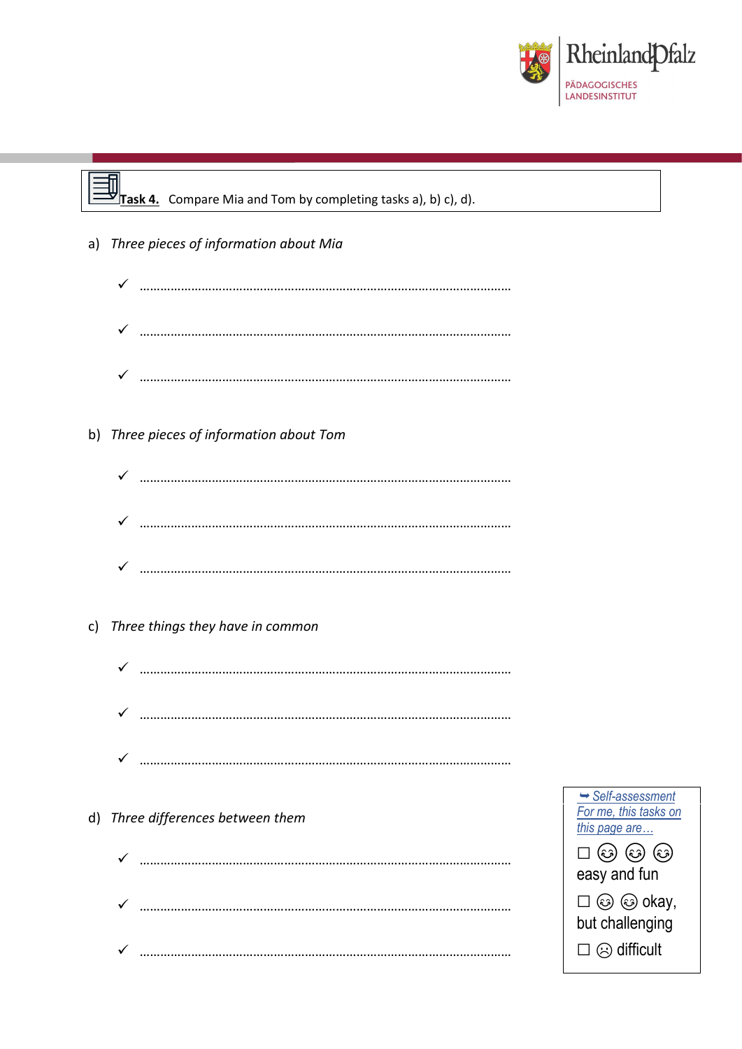**Task 4.** Compare Mia and Tom by completing tasks a), b) c), d).

a) *Three pieces of information about Mia*

✓ ……………………………………………………………………………………………

✓ ……………………………………………………………………………………………

✓ ……………………………………………………………………………………………

b) *Three pieces of information about Tom*

✓ ……………………………………………………………………………………………

✓ ……………………………………………………………………………………………

✓ ……………………………………………………………………………………………

c) *Three things they have in common*

✓ ……………………………………………………………………………………………

✓ ……………………………………………………………………………………………

✓ ……………………………………………………………………………………………

d) *Three differences between them*

✓ ……………………………………………………………………………………………

✓ ……………………………………………………………………………………………

✓ ……………………………………………………………………………………………

➥ *Self-assessment*
*For me, this tasks on this page are…*

☐ ☺ ☺ ☺ easy and fun

☐ ☺ ☺ okay, but challenging

☐ ☹ difficult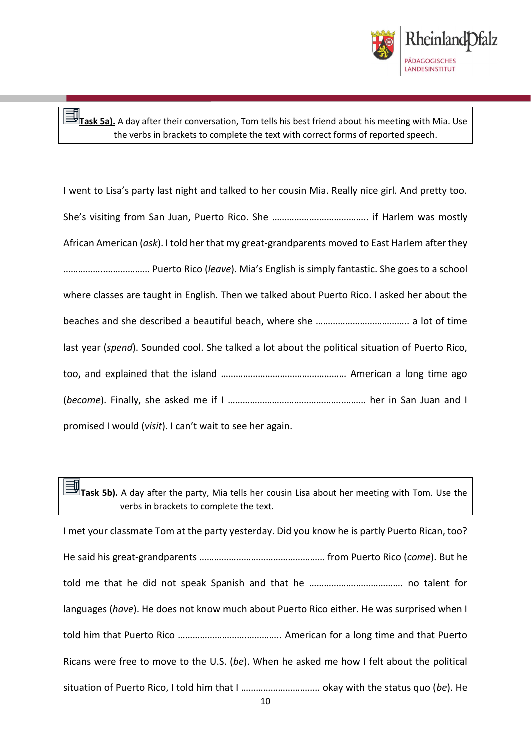**Task 5a).** A day after their conversation, Tom tells his best friend about his meeting with Mia. Use the verbs in brackets to complete the text with correct forms of reported speech.

I went to Lisa's party last night and talked to her cousin Mia. Really nice girl. And pretty too. She's visiting from San Juan, Puerto Rico. She ……………………………….. if Harlem was mostly African American (*ask*). I told her that my great-grandparents moved to East Harlem after they …………….……………… Puerto Rico (*leave*). Mia's English is simply fantastic. She goes to a school where classes are taught in English. Then we talked about Puerto Rico. I asked her about the beaches and she described a beautiful beach, where she ……………………………….. a lot of time last year (*spend*). Sounded cool. She talked a lot about the political situation of Puerto Rico, too, and explained that the island …………………………………………… American a long time ago (*become*). Finally, she asked me if I ……………………………………….……… her in San Juan and I promised I would (*visit*). I can't wait to see her again.

**Task 5b).** A day after the party, Mia tells her cousin Lisa about her meeting with Tom. Use the verbs in brackets to complete the text.

I met your classmate Tom at the party yesterday. Did you know he is partly Puerto Rican, too? He said his great-grandparents …………………………………………… from Puerto Rico (*come*). But he told me that he did not speak Spanish and that he ………………………………. no talent for languages (*have*). He does not know much about Puerto Rico either. He was surprised when I told him that Puerto Rico ………………………….……….. American for a long time and that Puerto Ricans were free to move to the U.S. (*be*). When he asked me how I felt about the political situation of Puerto Rico, I told him that I ………………………….. okay with the status quo (*be*). He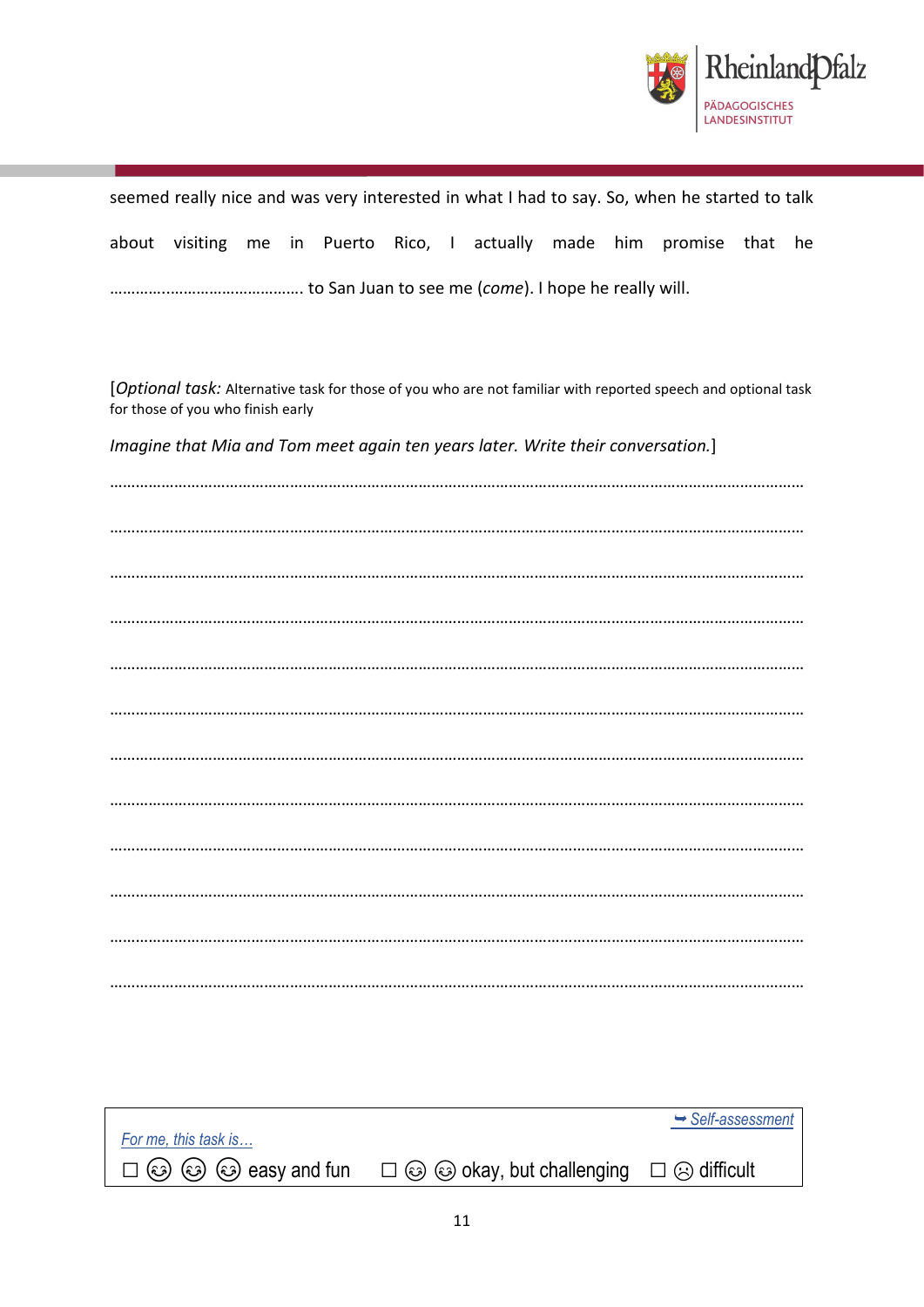seemed really nice and was very interested in what I had to say. So, when he started to talk about visiting me in Puerto Rico, I actually made him promise that he ……….................................. to San Juan to see me (*come*). I hope he really will.

[*Optional task:* Alternative task for those of you who are not familiar with reported speech and optional task for those of you who finish early

*Imagine that Mia and Tom meet again ten years later. Write their conversation.*]

………………………………………………………………………………………………………………………………………………

………………………………………………………………………………………………………………………………………………

………………………………………………………………………………………………………………………………………………

………………………………………………………………………………………………………………………………………………

………………………………………………………………………………………………………………………………………………

………………………………………………………………………………………………………………………………………………

………………………………………………………………………………………………………………………………………………

………………………………………………………………………………………………………………………………………………

………………………………………………………………………………………………………………………………………………

………………………………………………………………………………………………………………………………………………

………………………………………………………………………………………………………………………………………………

………………………………………………………………………………………………………………………………………………

➥ *Self-assessment*

*For me, this task is…*

☐ 😊 😊 😊 easy and fun ☐ 😊 😊 okay, but challenging ☐ ☹ difficult